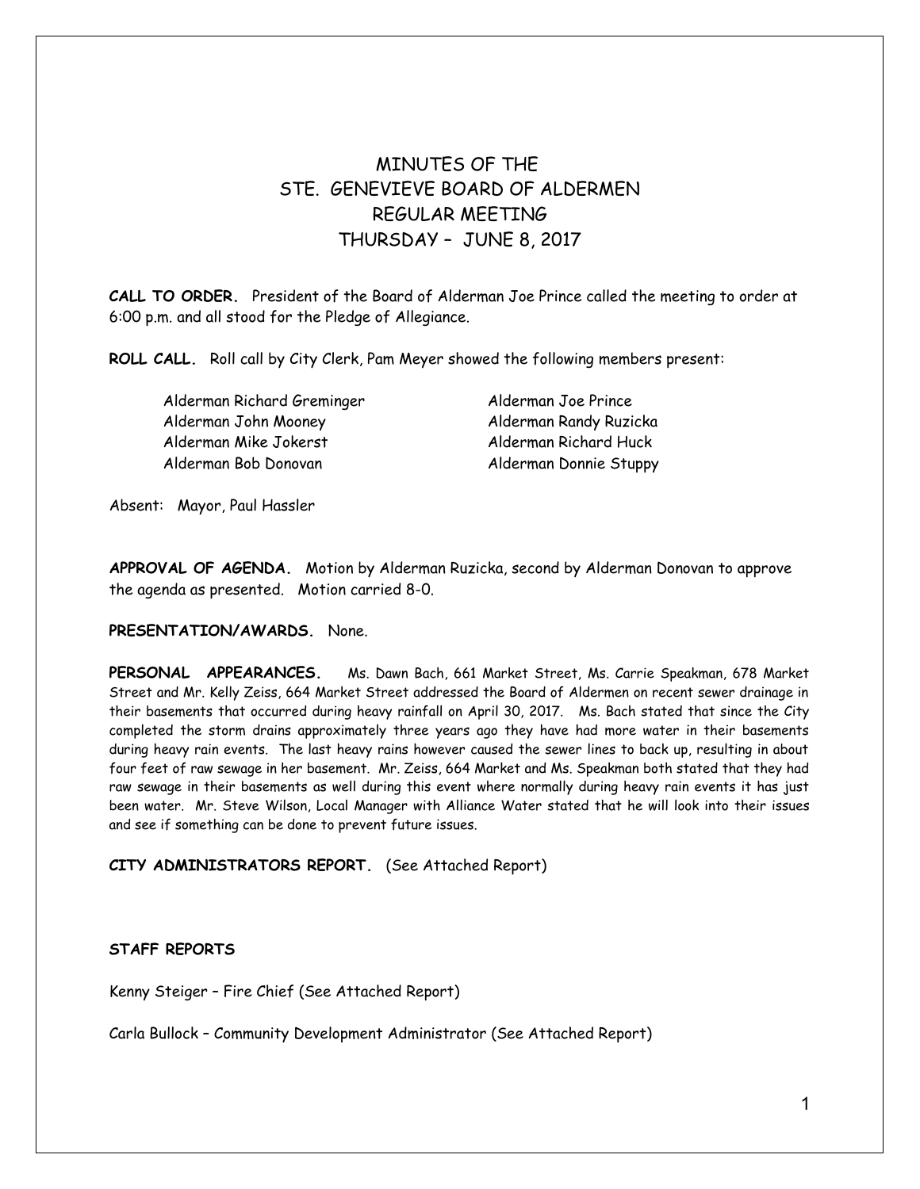# MINUTES OF THE
# STE. GENEVIEVE BOARD OF ALDERMEN
# REGULAR MEETING
# THURSDAY – JUNE 8, 2017

**CALL TO ORDER.** President of the Board of Alderman Joe Prince called the meeting to order at 6:00 p.m. and all stood for the Pledge of Allegiance.

**ROLL CALL.** Roll call by City Clerk, Pam Meyer showed the following members present:

| | |
|---|---|
| Alderman Richard Greminger | Alderman Joe Prince |
| Alderman John Mooney | Alderman Randy Ruzicka |
| Alderman Mike Jokerst | Alderman Richard Huck |
| Alderman Bob Donovan | Alderman Donnie Stuppy |

Absent: Mayor, Paul Hassler

**APPROVAL OF AGENDA.** Motion by Alderman Ruzicka, second by Alderman Donovan to approve the agenda as presented. Motion carried 8-0.

**PRESENTATION/AWARDS.** None.

**PERSONAL APPEARANCES.** Ms. Dawn Bach, 661 Market Street, Ms. Carrie Speakman, 678 Market Street and Mr. Kelly Zeiss, 664 Market Street addressed the Board of Aldermen on recent sewer drainage in their basements that occurred during heavy rainfall on April 30, 2017. Ms. Bach stated that since the City completed the storm drains approximately three years ago they have had more water in their basements during heavy rain events. The last heavy rains however caused the sewer lines to back up, resulting in about four feet of raw sewage in her basement. Mr. Zeiss, 664 Market and Ms. Speakman both stated that they had raw sewage in their basements as well during this event where normally during heavy rain events it has just been water. Mr. Steve Wilson, Local Manager with Alliance Water stated that he will look into their issues and see if something can be done to prevent future issues.

**CITY ADMINISTRATORS REPORT.** (See Attached Report)

**STAFF REPORTS**

Kenny Steiger – Fire Chief (See Attached Report)

Carla Bullock – Community Development Administrator (See Attached Report)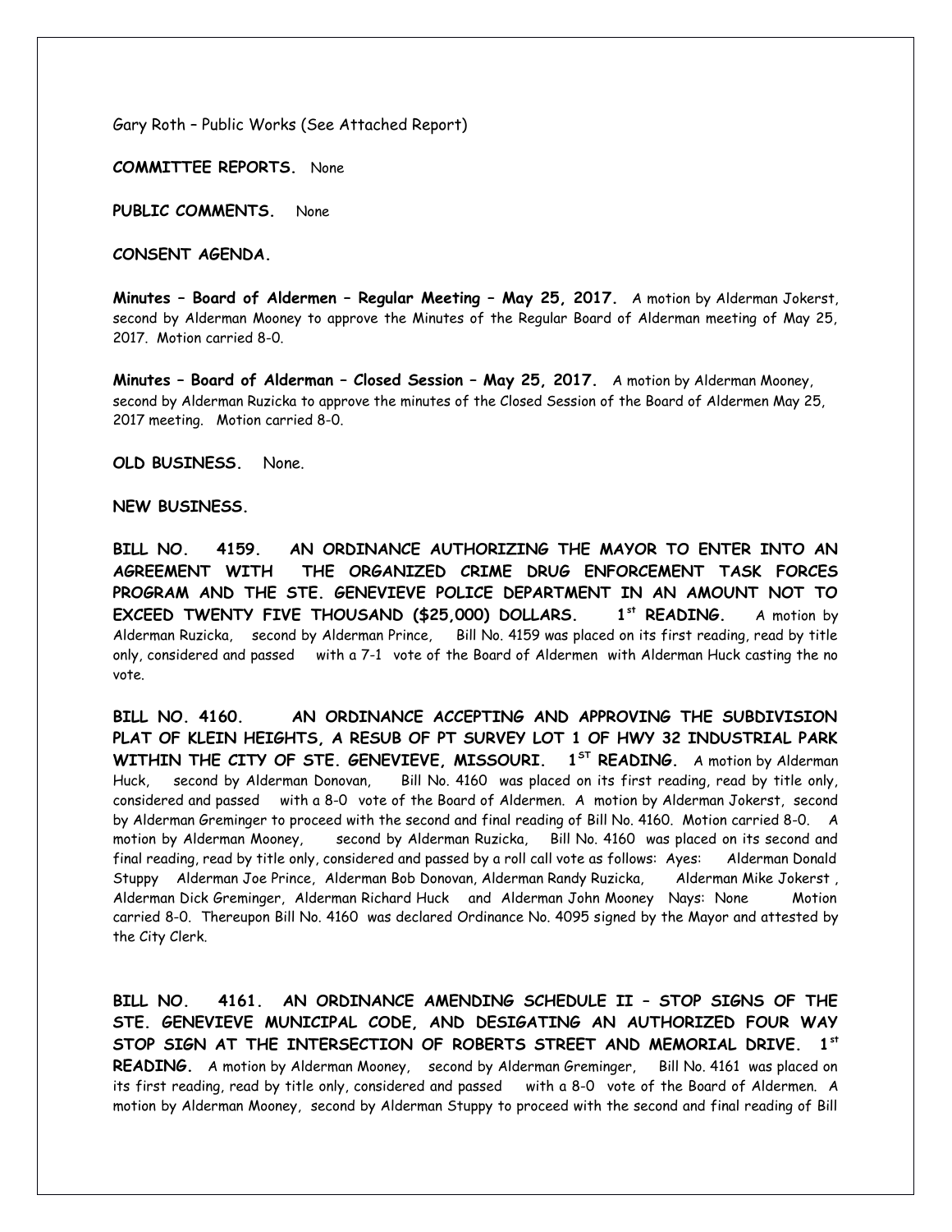Gary Roth – Public Works (See Attached Report)

**COMMITTEE REPORTS.** None

**PUBLIC COMMENTS.** None

**CONSENT AGENDA.**

**Minutes – Board of Aldermen – Regular Meeting – May 25, 2017.** A motion by Alderman Jokerst, second by Alderman Mooney to approve the Minutes of the Regular Board of Alderman meeting of May 25, 2017. Motion carried 8-0.

**Minutes – Board of Alderman – Closed Session – May 25, 2017.** A motion by Alderman Mooney, second by Alderman Ruzicka to approve the minutes of the Closed Session of the Board of Aldermen May 25, 2017 meeting. Motion carried 8-0.

**OLD BUSINESS.** None.

**NEW BUSINESS.**

**BILL NO. 4159. AN ORDINANCE AUTHORIZING THE MAYOR TO ENTER INTO AN AGREEMENT WITH THE ORGANIZED CRIME DRUG ENFORCEMENT TASK FORCES PROGRAM AND THE STE. GENEVIEVE POLICE DEPARTMENT IN AN AMOUNT NOT TO EXCEED TWENTY FIVE THOUSAND ($25,000) DOLLARS. 1st READING.** A motion by Alderman Ruzicka, second by Alderman Prince, Bill No. 4159 was placed on its first reading, read by title only, considered and passed with a 7-1 vote of the Board of Aldermen with Alderman Huck casting the no vote.

**BILL NO. 4160. AN ORDINANCE ACCEPTING AND APPROVING THE SUBDIVISION PLAT OF KLEIN HEIGHTS, A RESUB OF PT SURVEY LOT 1 OF HWY 32 INDUSTRIAL PARK WITHIN THE CITY OF STE. GENEVIEVE, MISSOURI. 1ST READING.** A motion by Alderman Huck, second by Alderman Donovan, Bill No. 4160 was placed on its first reading, read by title only, considered and passed with a 8-0 vote of the Board of Aldermen. A motion by Alderman Jokerst, second by Alderman Greminger to proceed with the second and final reading of Bill No. 4160. Motion carried 8-0. A motion by Alderman Mooney, second by Alderman Ruzicka, Bill No. 4160 was placed on its second and final reading, read by title only, considered and passed by a roll call vote as follows: Ayes: Alderman Donald Stuppy Alderman Joe Prince, Alderman Bob Donovan, Alderman Randy Ruzicka, Alderman Mike Jokerst , Alderman Dick Greminger, Alderman Richard Huck and Alderman John Mooney Nays: None Motion carried 8-0. Thereupon Bill No. 4160 was declared Ordinance No. 4095 signed by the Mayor and attested by the City Clerk.

**BILL NO. 4161. AN ORDINANCE AMENDING SCHEDULE II – STOP SIGNS OF THE STE. GENEVIEVE MUNICIPAL CODE, AND DESIGATING AN AUTHORIZED FOUR WAY STOP SIGN AT THE INTERSECTION OF ROBERTS STREET AND MEMORIAL DRIVE. 1st READING.** A motion by Alderman Mooney, second by Alderman Greminger, Bill No. 4161 was placed on its first reading, read by title only, considered and passed with a 8-0 vote of the Board of Aldermen. A motion by Alderman Mooney, second by Alderman Stuppy to proceed with the second and final reading of Bill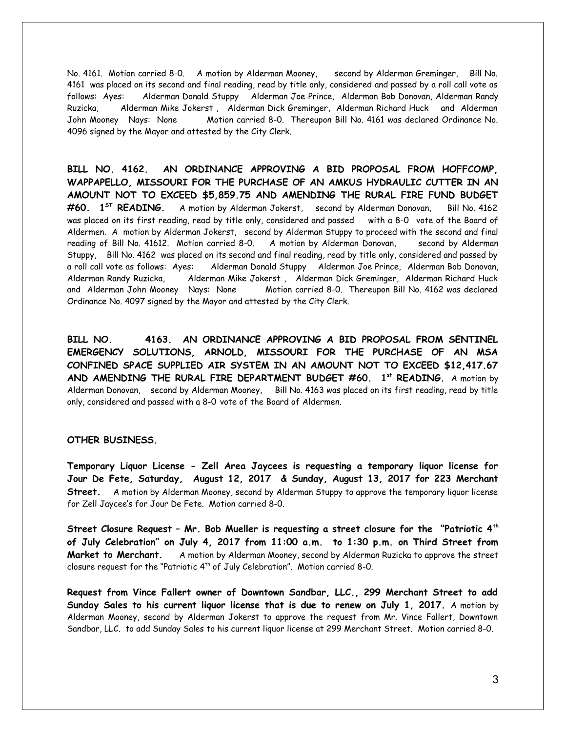No. 4161. Motion carried 8-0. A motion by Alderman Mooney, second by Alderman Greminger, Bill No. 4161 was placed on its second and final reading, read by title only, considered and passed by a roll call vote as follows: Ayes: Alderman Donald Stuppy Alderman Joe Prince, Alderman Bob Donovan, Alderman Randy Ruzicka, Alderman Mike Jokerst , Alderman Dick Greminger, Alderman Richard Huck and Alderman John Mooney Nays: None Motion carried 8-0. Thereupon Bill No. 4161 was declared Ordinance No. 4096 signed by the Mayor and attested by the City Clerk.

**BILL NO. 4162. AN ORDINANCE APPROVING A BID PROPOSAL FROM HOFFCOMP, WAPPAPELLO, MISSOURI FOR THE PURCHASE OF AN AMKUS HYDRAULIC CUTTER IN AN AMOUNT NOT TO EXCEED $5,859.75 AND AMENDING THE RURAL FIRE FUND BUDGET #60. 1ST READING.** A motion by Alderman Jokerst, second by Alderman Donovan, Bill No. 4162 was placed on its first reading, read by title only, considered and passed with a 8-0 vote of the Board of Aldermen. A motion by Alderman Jokerst, second by Alderman Stuppy to proceed with the second and final reading of Bill No. 41612. Motion carried 8-0. A motion by Alderman Donovan, second by Alderman Stuppy, Bill No. 4162 was placed on its second and final reading, read by title only, considered and passed by a roll call vote as follows: Ayes: Alderman Donald Stuppy Alderman Joe Prince, Alderman Bob Donovan, Alderman Randy Ruzicka, Alderman Mike Jokerst , Alderman Dick Greminger, Alderman Richard Huck and Alderman John Mooney Nays: None Motion carried 8-0. Thereupon Bill No. 4162 was declared Ordinance No. 4097 signed by the Mayor and attested by the City Clerk.

**BILL NO. 4163. AN ORDINANCE APPROVING A BID PROPOSAL FROM SENTINEL EMERGENCY SOLUTIONS, ARNOLD, MISSOURI FOR THE PURCHASE OF AN MSA CONFINED SPACE SUPPLIED AIR SYSTEM IN AN AMOUNT NOT TO EXCEED $12,417.67 AND AMENDING THE RURAL FIRE DEPARTMENT BUDGET #60. 1st READING.** A motion by Alderman Donovan, second by Alderman Mooney, Bill No. 4163 was placed on its first reading, read by title only, considered and passed with a 8-0 vote of the Board of Aldermen.

**OTHER BUSINESS.**

**Temporary Liquor License - Zell Area Jaycees is requesting a temporary liquor license for Jour De Fete, Saturday, August 12, 2017 & Sunday, August 13, 2017 for 223 Merchant Street.** A motion by Alderman Mooney, second by Alderman Stuppy to approve the temporary liquor license for Zell Jaycee's for Jour De Fete. Motion carried 8-0.

**Street Closure Request – Mr. Bob Mueller is requesting a street closure for the "Patriotic 4th of July Celebration" on July 4, 2017 from 11:00 a.m. to 1:30 p.m. on Third Street from Market to Merchant.** A motion by Alderman Mooney, second by Alderman Ruzicka to approve the street closure request for the "Patriotic 4th of July Celebration". Motion carried 8-0.

**Request from Vince Fallert owner of Downtown Sandbar, LLC., 299 Merchant Street to add Sunday Sales to his current liquor license that is due to renew on July 1, 2017.** A motion by Alderman Mooney, second by Alderman Jokerst to approve the request from Mr. Vince Fallert, Downtown Sandbar, LLC. to add Sunday Sales to his current liquor license at 299 Merchant Street. Motion carried 8-0.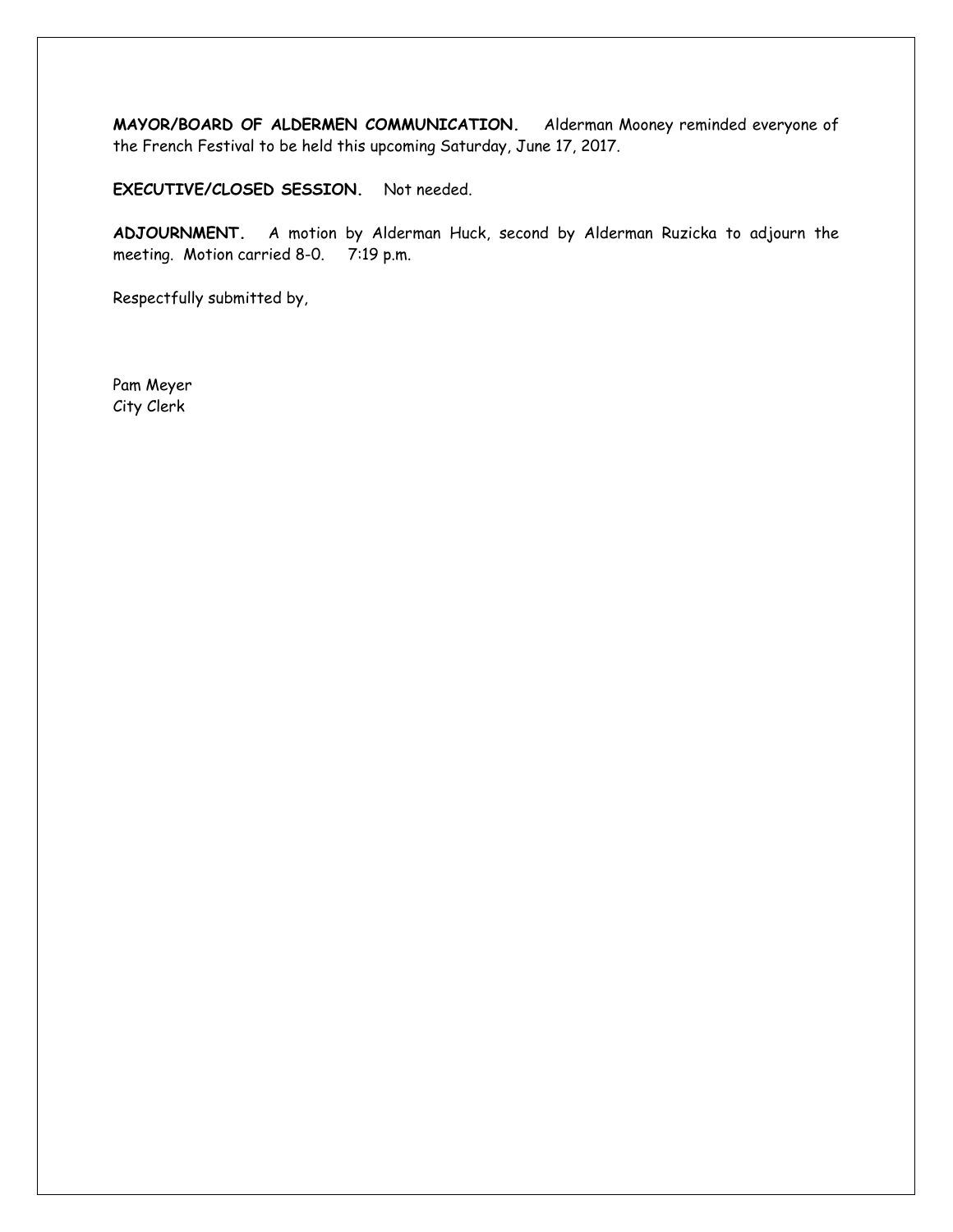**MAYOR/BOARD OF ALDERMEN COMMUNICATION.** Alderman Mooney reminded everyone of the French Festival to be held this upcoming Saturday, June 17, 2017.

**EXECUTIVE/CLOSED SESSION.** Not needed.

**ADJOURNMENT.** A motion by Alderman Huck, second by Alderman Ruzicka to adjourn the meeting. Motion carried 8-0. 7:19 p.m.

Respectfully submitted by,

Pam Meyer
City Clerk